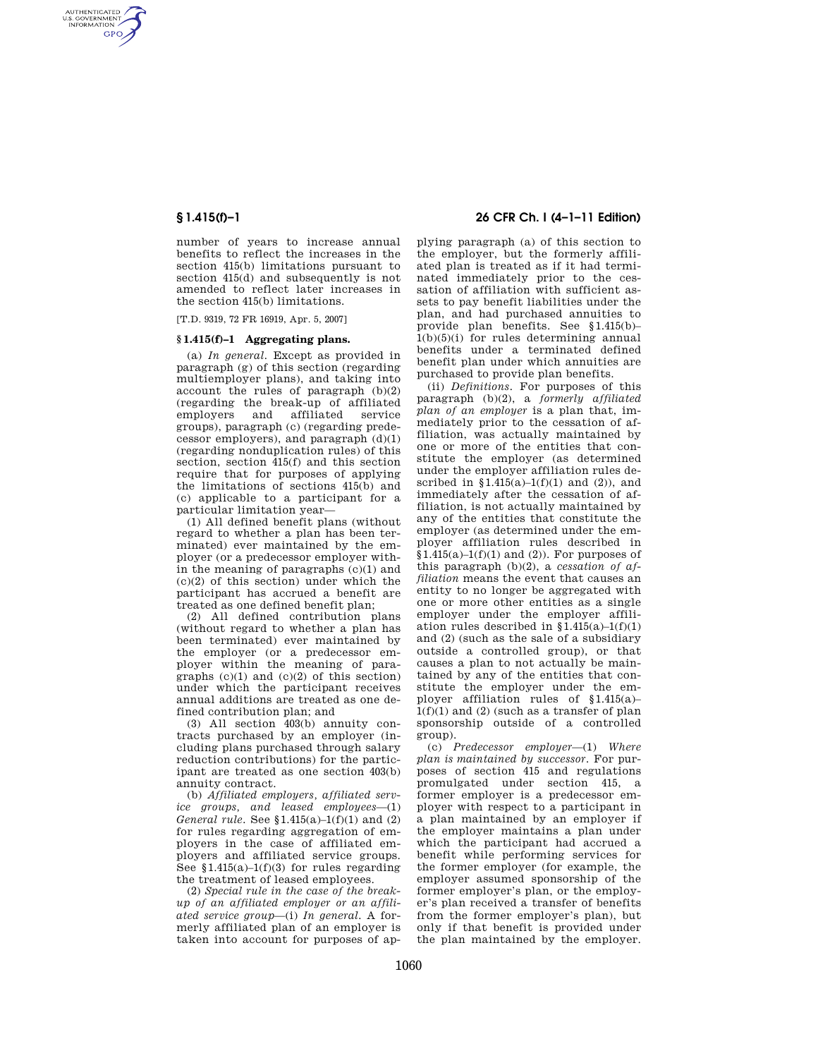number of years to increase annual benefits to reflect the increases in the section 415(b) limitations pursuant to section 415(d) and subsequently is not amended to reflect later increases in the section 415(b) limitations.

[T.D. 9319, 72 FR 16919, Apr. 5, 2007]

## § 1.415(f)–1 Aggregating plans.

(a) *In general.* Except as provided in paragraph (g) of this section (regarding multiemployer plans), and taking into account the rules of paragraph (b)(2) (regarding the break-up of affiliated employers and affiliated service groups), paragraph (c) (regarding predecessor employers), and paragraph (d)(1) (regarding nonduplication rules) of this section, section 415(f) and this section require that for purposes of applying the limitations of sections 415(b) and (c) applicable to a participant for a particular limitation year—

(1) All defined benefit plans (without regard to whether a plan has been terminated) ever maintained by the employer (or a predecessor employer within the meaning of paragraphs (c)(1) and (c)(2) of this section) under which the participant has accrued a benefit are treated as one defined benefit plan;

(2) All defined contribution plans (without regard to whether a plan has been terminated) ever maintained by the employer (or a predecessor employer within the meaning of paragraphs (c)(1) and (c)(2) of this section) under which the participant receives annual additions are treated as one defined contribution plan; and

(3) All section 403(b) annuity contracts purchased by an employer (including plans purchased through salary reduction contributions) for the participant are treated as one section 403(b) annuity contract.

(b) *Affiliated employers, affiliated service groups, and leased employees*—(1) *General rule.* See §1.415(a)–1(f)(1) and (2) for rules regarding aggregation of employers in the case of affiliated employers and affiliated service groups. See §1.415(a)–1(f)(3) for rules regarding the treatment of leased employees.

(2) *Special rule in the case of the break-up of an affiliated employer or an affiliated service group*—(i) *In general.* A formerly affiliated plan of an employer is taken into account for purposes of applying paragraph (a) of this section to the employer, but the formerly affiliated plan is treated as if it had terminated immediately prior to the cessation of affiliation with sufficient assets to pay benefit liabilities under the plan, and had purchased annuities to provide plan benefits. See §1.415(b)–1(b)(5)(i) for rules determining annual benefits under a terminated defined benefit plan under which annuities are purchased to provide plan benefits.

(ii) *Definitions.* For purposes of this paragraph (b)(2), a *formerly affiliated plan of an employer* is a plan that, immediately prior to the cessation of affiliation, was actually maintained by one or more of the entities that constitute the employer (as determined under the employer affiliation rules described in §1.415(a)–1(f)(1) and (2)), and immediately after the cessation of affiliation, is not actually maintained by any of the entities that constitute the employer (as determined under the employer affiliation rules described in §1.415(a)–1(f)(1) and (2)). For purposes of this paragraph (b)(2), a *cessation of affiliation* means the event that causes an entity to no longer be aggregated with one or more other entities as a single employer under the employer affiliation rules described in §1.415(a)–1(f)(1) and (2) (such as the sale of a subsidiary outside a controlled group), or that causes a plan to not actually be maintained by any of the entities that constitute the employer under the employer affiliation rules of §1.415(a)–1(f)(1) and (2) (such as a transfer of plan sponsorship outside of a controlled group).

(c) *Predecessor employer*—(1) *Where plan is maintained by successor.* For purposes of section 415 and regulations promulgated under section 415, a former employer is a predecessor employer with respect to a participant in a plan maintained by an employer if the employer maintains a plan under which the participant had accrued a benefit while performing services for the former employer (for example, the employer assumed sponsorship of the former employer's plan, or the employer's plan received a transfer of benefits from the former employer's plan), but only if that benefit is provided under the plan maintained by the employer.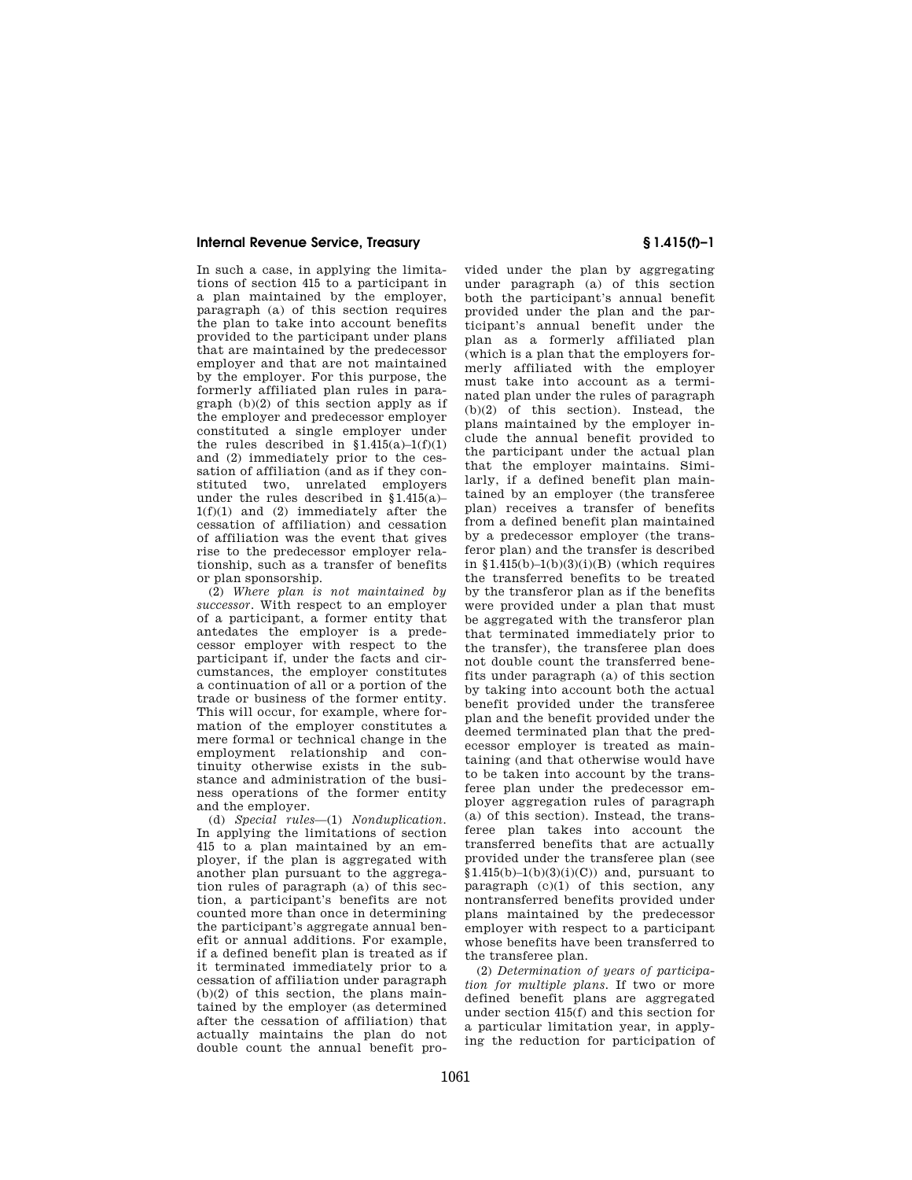In such a case, in applying the limitations of section 415 to a participant in a plan maintained by the employer, paragraph (a) of this section requires the plan to take into account benefits provided to the participant under plans that are maintained by the predecessor employer and that are not maintained by the employer. For this purpose, the formerly affiliated plan rules in paragraph (b)(2) of this section apply as if the employer and predecessor employer constituted a single employer under the rules described in §1.415(a)–1(f)(1) and (2) immediately prior to the cessation of affiliation (and as if they constituted two, unrelated employers under the rules described in §1.415(a)–1(f)(1) and (2) immediately after the cessation of affiliation) and cessation of affiliation was the event that gives rise to the predecessor employer relationship, such as a transfer of benefits or plan sponsorship.

(2) *Where plan is not maintained by successor*. With respect to an employer of a participant, a former entity that antedates the employer is a predecessor employer with respect to the participant if, under the facts and circumstances, the employer constitutes a continuation of all or a portion of the trade or business of the former entity. This will occur, for example, where formation of the employer constitutes a mere formal or technical change in the employment relationship and continuity otherwise exists in the substance and administration of the business operations of the former entity and the employer.

(d) *Special rules*—(1) *Nonduplication*. In applying the limitations of section 415 to a plan maintained by an employer, if the plan is aggregated with another plan pursuant to the aggregation rules of paragraph (a) of this section, a participant's benefits are not counted more than once in determining the participant's aggregate annual benefit or annual additions. For example, if a defined benefit plan is treated as if it terminated immediately prior to a cessation of affiliation under paragraph (b)(2) of this section, the plans maintained by the employer (as determined after the cessation of affiliation) that actually maintains the plan do not double count the annual benefit provided under the plan by aggregating under paragraph (a) of this section both the participant's annual benefit provided under the plan and the participant's annual benefit under the plan as a formerly affiliated plan (which is a plan that the employers formerly affiliated with the employer must take into account as a terminated plan under the rules of paragraph (b)(2) of this section). Instead, the plans maintained by the employer include the annual benefit provided to the participant under the actual plan that the employer maintains. Similarly, if a defined benefit plan maintained by an employer (the transferee plan) receives a transfer of benefits from a defined benefit plan maintained by a predecessor employer (the transferor plan) and the transfer is described in §1.415(b)–1(b)(3)(i)(B) (which requires the transferred benefits to be treated by the transferor plan as if the benefits were provided under a plan that must be aggregated with the transferor plan that terminated immediately prior to the transfer), the transferee plan does not double count the transferred benefits under paragraph (a) of this section by taking into account both the actual benefit provided under the transferee plan and the benefit provided under the deemed terminated plan that the predecessor employer is treated as maintaining (and that otherwise would have to be taken into account by the transferee plan under the predecessor employer aggregation rules of paragraph (a) of this section). Instead, the transferee plan takes into account the transferred benefits that are actually provided under the transferee plan (see §1.415(b)–1(b)(3)(i)(C)) and, pursuant to paragraph (c)(1) of this section, any nontransferred benefits provided under plans maintained by the predecessor employer with respect to a participant whose benefits have been transferred to the transferee plan.

(2) *Determination of years of participation for multiple plans*. If two or more defined benefit plans are aggregated under section 415(f) and this section for a particular limitation year, in applying the reduction for participation of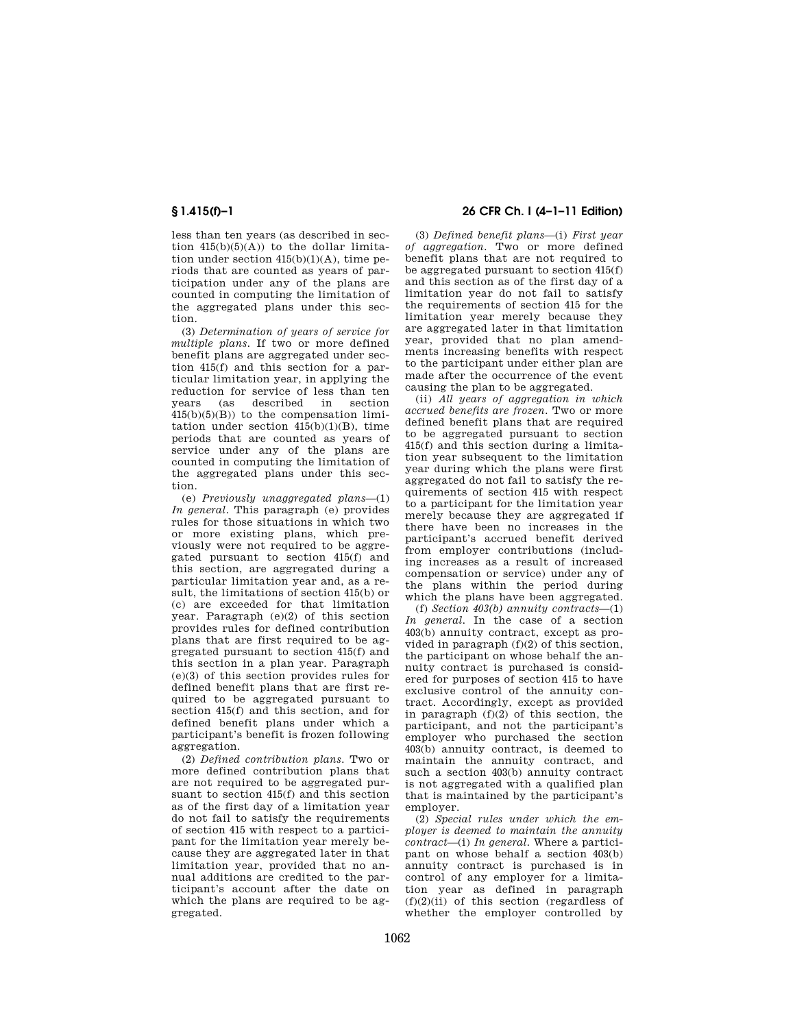less than ten years (as described in section 415(b)(5)(A)) to the dollar limitation under section 415(b)(1)(A), time periods that are counted as years of participation under any of the plans are counted in computing the limitation of the aggregated plans under this section.

(3) *Determination of years of service for multiple plans.* If two or more defined benefit plans are aggregated under section 415(f) and this section for a particular limitation year, in applying the reduction for service of less than ten years (as described in section 415(b)(5)(B)) to the compensation limitation under section 415(b)(1)(B), time periods that are counted as years of service under any of the plans are counted in computing the limitation of the aggregated plans under this section.

(e) *Previously unaggregated plans*—(1) *In general.* This paragraph (e) provides rules for those situations in which two or more existing plans, which previously were not required to be aggregated pursuant to section 415(f) and this section, are aggregated during a particular limitation year and, as a result, the limitations of section 415(b) or (c) are exceeded for that limitation year. Paragraph (e)(2) of this section provides rules for defined contribution plans that are first required to be aggregated pursuant to section 415(f) and this section in a plan year. Paragraph (e)(3) of this section provides rules for defined benefit plans that are first required to be aggregated pursuant to section 415(f) and this section, and for defined benefit plans under which a participant's benefit is frozen following aggregation.

(2) *Defined contribution plans.* Two or more defined contribution plans that are not required to be aggregated pursuant to section 415(f) and this section as of the first day of a limitation year do not fail to satisfy the requirements of section 415 with respect to a participant for the limitation year merely because they are aggregated later in that limitation year, provided that no annual additions are credited to the participant's account after the date on which the plans are required to be aggregated.

(3) *Defined benefit plans*—(i) *First year of aggregation.* Two or more defined benefit plans that are not required to be aggregated pursuant to section 415(f) and this section as of the first day of a limitation year do not fail to satisfy the requirements of section 415 for the limitation year merely because they are aggregated later in that limitation year, provided that no plan amendments increasing benefits with respect to the participant under either plan are made after the occurrence of the event causing the plan to be aggregated.

(ii) *All years of aggregation in which accrued benefits are frozen.* Two or more defined benefit plans that are required to be aggregated pursuant to section 415(f) and this section during a limitation year subsequent to the limitation year during which the plans were first aggregated do not fail to satisfy the requirements of section 415 with respect to a participant for the limitation year merely because they are aggregated if there have been no increases in the participant's accrued benefit derived from employer contributions (including increases as a result of increased compensation or service) under any of the plans within the period during which the plans have been aggregated.

(f) *Section 403(b) annuity contracts*—(1) *In general.* In the case of a section 403(b) annuity contract, except as provided in paragraph (f)(2) of this section, the participant on whose behalf the annuity contract is purchased is considered for purposes of section 415 to have exclusive control of the annuity contract. Accordingly, except as provided in paragraph (f)(2) of this section, the participant, and not the participant's employer who purchased the section 403(b) annuity contract, is deemed to maintain the annuity contract, and such a section 403(b) annuity contract is not aggregated with a qualified plan that is maintained by the participant's employer.

(2) *Special rules under which the employer is deemed to maintain the annuity contract*—(i) *In general.* Where a participant on whose behalf a section 403(b) annuity contract is purchased is in control of any employer for a limitation year as defined in paragraph (f)(2)(ii) of this section (regardless of whether the employer controlled by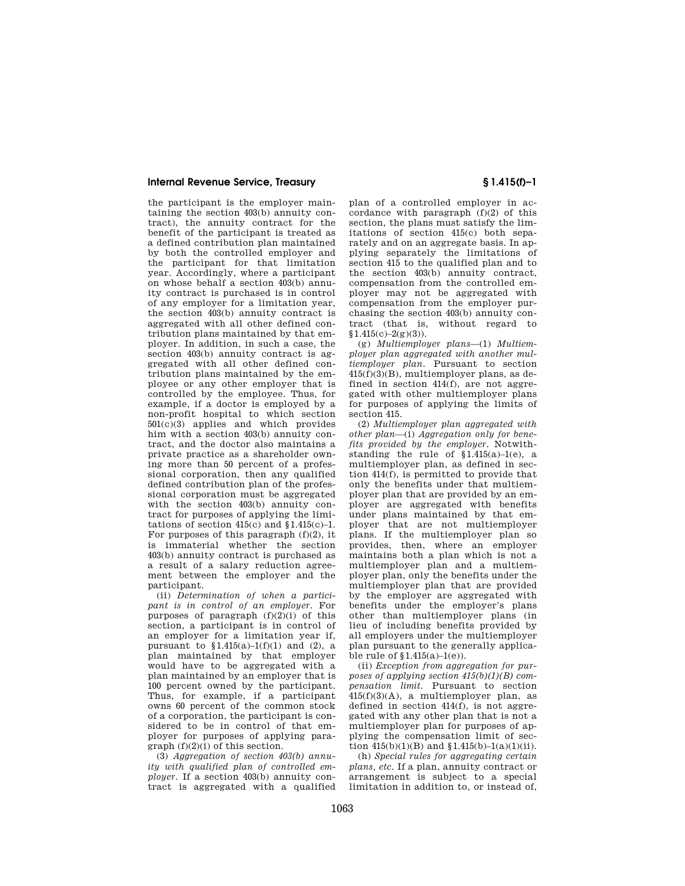the participant is the employer maintaining the section 403(b) annuity contract), the annuity contract for the benefit of the participant is treated as a defined contribution plan maintained by both the controlled employer and the participant for that limitation year. Accordingly, where a participant on whose behalf a section 403(b) annuity contract is purchased is in control of any employer for a limitation year, the section 403(b) annuity contract is aggregated with all other defined contribution plans maintained by that employer. In addition, in such a case, the section 403(b) annuity contract is aggregated with all other defined contribution plans maintained by the employee or any other employer that is controlled by the employee. Thus, for example, if a doctor is employed by a non-profit hospital to which section 501(c)(3) applies and which provides him with a section 403(b) annuity contract, and the doctor also maintains a private practice as a shareholder owning more than 50 percent of a professional corporation, then any qualified defined contribution plan of the professional corporation must be aggregated with the section 403(b) annuity contract for purposes of applying the limitations of section 415(c) and §1.415(c)–1. For purposes of this paragraph (f)(2), it is immaterial whether the section 403(b) annuity contract is purchased as a result of a salary reduction agreement between the employer and the participant.

(ii) *Determination of when a participant is in control of an employer.* For purposes of paragraph (f)(2)(i) of this section, a participant is in control of an employer for a limitation year if, pursuant to §1.415(a)–1(f)(1) and (2), a plan maintained by that employer would have to be aggregated with a plan maintained by an employer that is 100 percent owned by the participant. Thus, for example, if a participant owns 60 percent of the common stock of a corporation, the participant is considered to be in control of that employer for purposes of applying paragraph (f)(2)(i) of this section.

(3) *Aggregation of section 403(b) annuity with qualified plan of controlled employer.* If a section 403(b) annuity contract is aggregated with a qualified plan of a controlled employer in accordance with paragraph (f)(2) of this section, the plans must satisfy the limitations of section 415(c) both separately and on an aggregate basis. In applying separately the limitations of section 415 to the qualified plan and to the section 403(b) annuity contract, compensation from the controlled employer may not be aggregated with compensation from the employer purchasing the section 403(b) annuity contract (that is, without regard to §1.415(c)–2(g)(3)).

(g) *Multiemployer plans*—(1) *Multiemployer plan aggregated with another multiemployer plan.* Pursuant to section 415(f)(3)(B), multiemployer plans, as defined in section 414(f), are not aggregated with other multiemployer plans for purposes of applying the limits of section 415.

(2) *Multiemployer plan aggregated with other plan*—(i) *Aggregation only for benefits provided by the employer.* Notwithstanding the rule of §1.415(a)–1(e), a multiemployer plan, as defined in section 414(f), is permitted to provide that only the benefits under that multiemployer plan that are provided by an employer are aggregated with benefits under plans maintained by that employer that are not multiemployer plans. If the multiemployer plan so provides, then, where an employer maintains both a plan which is not a multiemployer plan and a multiemployer plan, only the benefits under the multiemployer plan that are provided by the employer are aggregated with benefits under the employer's plans other than multiemployer plans (in lieu of including benefits provided by all employers under the multiemployer plan pursuant to the generally applicable rule of §1.415(a)–1(e)).

(ii) *Exception from aggregation for purposes of applying section 415(b)(1)(B) compensation limit.* Pursuant to section 415(f)(3)(A), a multiemployer plan, as defined in section 414(f), is not aggregated with any other plan that is not a multiemployer plan for purposes of applying the compensation limit of section 415(b)(1)(B) and §1.415(b)–1(a)(1)(ii).

(h) *Special rules for aggregating certain plans, etc.* If a plan, annuity contract or arrangement is subject to a special limitation in addition to, or instead of,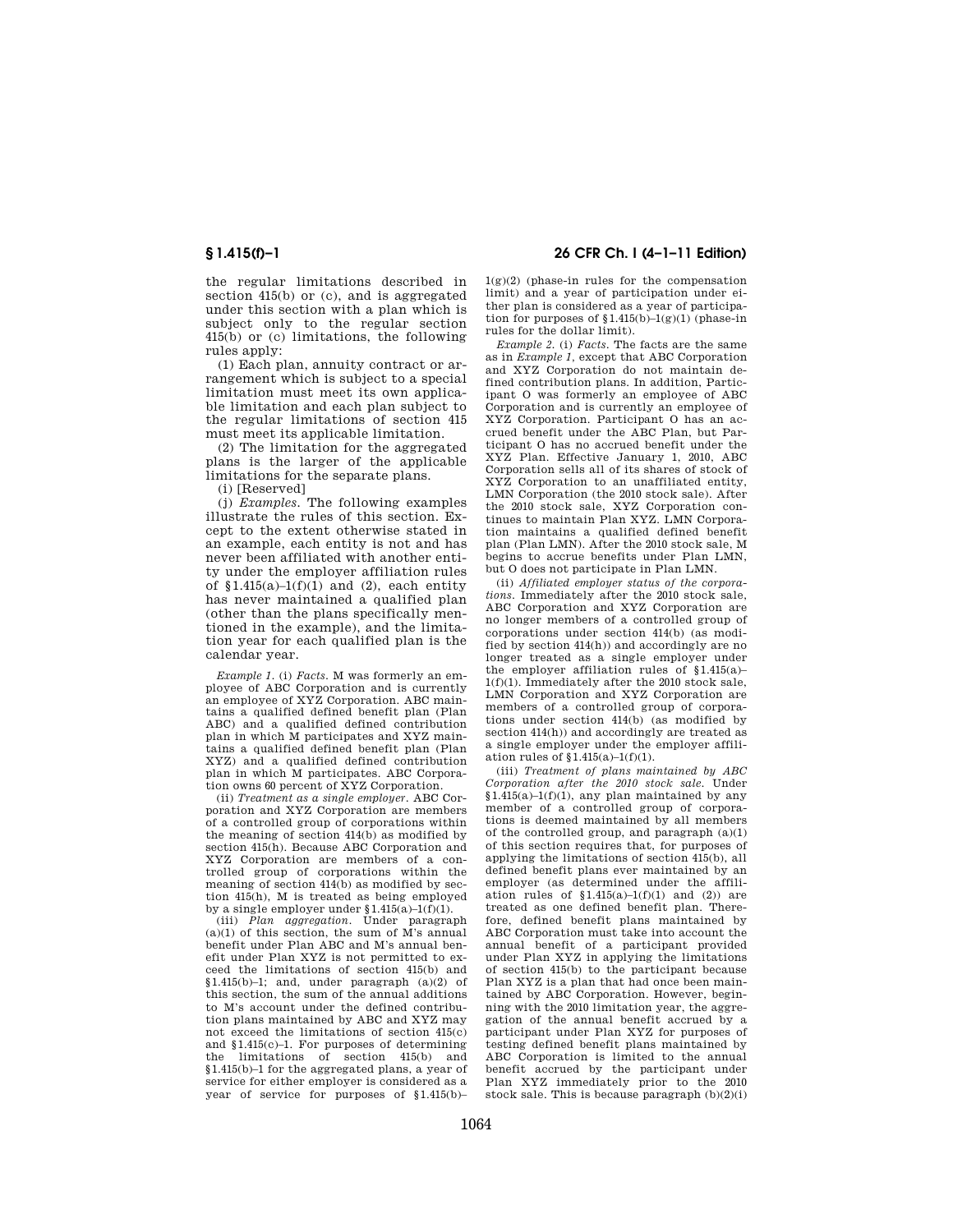the regular limitations described in section 415(b) or (c), and is aggregated under this section with a plan which is subject only to the regular section 415(b) or (c) limitations, the following rules apply:

(1) Each plan, annuity contract or arrangement which is subject to a special limitation must meet its own applicable limitation and each plan subject to the regular limitations of section 415 must meet its applicable limitation.

(2) The limitation for the aggregated plans is the larger of the applicable limitations for the separate plans.

(i) [Reserved]

(j) *Examples.* The following examples illustrate the rules of this section. Except to the extent otherwise stated in an example, each entity is not and has never been affiliated with another entity under the employer affiliation rules of §1.415(a)–1(f)(1) and (2), each entity has never maintained a qualified plan (other than the plans specifically mentioned in the example), and the limitation year for each qualified plan is the calendar year.

*Example 1.* (i) *Facts.* M was formerly an employee of ABC Corporation and is currently an employee of XYZ Corporation. ABC maintains a qualified defined benefit plan (Plan ABC) and a qualified defined contribution plan in which M participates and XYZ maintains a qualified defined benefit plan (Plan XYZ) and a qualified defined contribution plan in which M participates. ABC Corporation owns 60 percent of XYZ Corporation.

(ii) *Treatment as a single employer.* ABC Corporation and XYZ Corporation are members of a controlled group of corporations within the meaning of section 414(b) as modified by section 415(h). Because ABC Corporation and XYZ Corporation are members of a controlled group of corporations within the meaning of section 414(b) as modified by section 415(h), M is treated as being employed by a single employer under §1.415(a)–1(f)(1).

(iii) *Plan aggregation.* Under paragraph (a)(1) of this section, the sum of M's annual benefit under Plan ABC and M's annual benefit under Plan XYZ is not permitted to exceed the limitations of section 415(b) and §1.415(b)–1; and, under paragraph (a)(2) of this section, the sum of the annual additions to M's account under the defined contribution plans maintained by ABC and XYZ may not exceed the limitations of section 415(c) and §1.415(c)–1. For purposes of determining the limitations of section 415(b) and §1.415(b)–1 for the aggregated plans, a year of service for either employer is considered as a year of service for purposes of §1.415(b)–1(g)(2) (phase-in rules for the compensation limit) and a year of participation under either plan is considered as a year of participation for purposes of §1.415(b)–1(g)(1) (phase-in rules for the dollar limit).

*Example 2.* (i) *Facts.* The facts are the same as in *Example 1*, except that ABC Corporation and XYZ Corporation do not maintain defined contribution plans. In addition, Participant O was formerly an employee of ABC Corporation and is currently an employee of XYZ Corporation. Participant O has an accrued benefit under the ABC Plan, but Participant O has no accrued benefit under the XYZ Plan. Effective January 1, 2010, ABC Corporation sells all of its shares of stock of XYZ Corporation to an unaffiliated entity, LMN Corporation (the 2010 stock sale). After the 2010 stock sale, XYZ Corporation continues to maintain Plan XYZ. LMN Corporation maintains a qualified defined benefit plan (Plan LMN). After the 2010 stock sale, M begins to accrue benefits under Plan LMN, but O does not participate in Plan LMN.

(ii) *Affiliated employer status of the corporations.* Immediately after the 2010 stock sale, ABC Corporation and XYZ Corporation are no longer members of a controlled group of corporations under section 414(b) (as modified by section 414(h)) and accordingly are no longer treated as a single employer under the employer affiliation rules of §1.415(a)–1(f)(1). Immediately after the 2010 stock sale, LMN Corporation and XYZ Corporation are members of a controlled group of corporations under section 414(b) (as modified by section 414(h)) and accordingly are treated as a single employer under the employer affiliation rules of §1.415(a)–1(f)(1).

(iii) *Treatment of plans maintained by ABC Corporation after the 2010 stock sale.* Under §1.415(a)–1(f)(1), any plan maintained by any member of a controlled group of corporations is deemed maintained by all members of the controlled group, and paragraph (a)(1) of this section requires that, for purposes of applying the limitations of section 415(b), all defined benefit plans ever maintained by an employer (as determined under the affiliation rules of §1.415(a)–1(f)(1) and (2)) are treated as one defined benefit plan. Therefore, defined benefit plans maintained by ABC Corporation must take into account the annual benefit of a participant provided under Plan XYZ in applying the limitations of section 415(b) to the participant because Plan XYZ is a plan that had once been maintained by ABC Corporation. However, beginning with the 2010 limitation year, the aggregation of the annual benefit accrued by a participant under Plan XYZ for purposes of testing defined benefit plans maintained by ABC Corporation is limited to the annual benefit accrued by the participant under Plan XYZ immediately prior to the 2010 stock sale. This is because paragraph (b)(2)(i)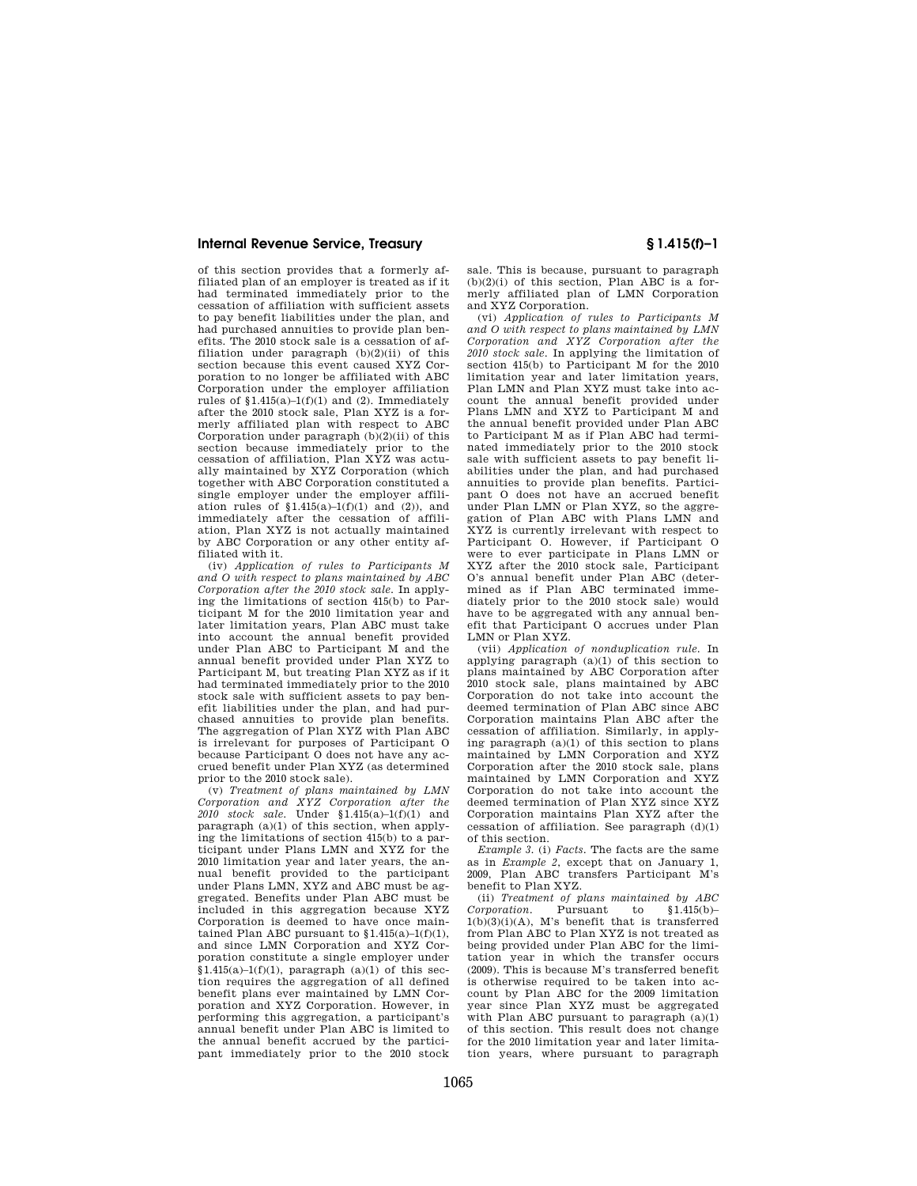of this section provides that a formerly affiliated plan of an employer is treated as if it had terminated immediately prior to the cessation of affiliation with sufficient assets to pay benefit liabilities under the plan, and had purchased annuities to provide plan benefits. The 2010 stock sale is a cessation of affiliation under paragraph (b)(2)(ii) of this section because this event caused XYZ Corporation to no longer be affiliated with ABC Corporation under the employer affiliation rules of §1.415(a)–1(f)(1) and (2). Immediately after the 2010 stock sale, Plan XYZ is a formerly affiliated plan with respect to ABC Corporation under paragraph (b)(2)(ii) of this section because immediately prior to the cessation of affiliation, Plan XYZ was actually maintained by XYZ Corporation (which together with ABC Corporation constituted a single employer under the employer affiliation rules of §1.415(a)–1(f)(1) and (2)), and immediately after the cessation of affiliation, Plan XYZ is not actually maintained by ABC Corporation or any other entity affiliated with it.

(iv) *Application of rules to Participants M and O with respect to plans maintained by ABC Corporation after the 2010 stock sale.* In applying the limitations of section 415(b) to Participant M for the 2010 limitation year and later limitation years, Plan ABC must take into account the annual benefit provided under Plan ABC to Participant M and the annual benefit provided under Plan XYZ to Participant M, but treating Plan XYZ as if it had terminated immediately prior to the 2010 stock sale with sufficient assets to pay benefit liabilities under the plan, and had purchased annuities to provide plan benefits. The aggregation of Plan XYZ with Plan ABC is irrelevant for purposes of Participant O because Participant O does not have any accrued benefit under Plan XYZ (as determined prior to the 2010 stock sale).

(v) *Treatment of plans maintained by LMN Corporation and XYZ Corporation after the 2010 stock sale.* Under §1.415(a)–1(f)(1) and paragraph (a)(1) of this section, when applying the limitations of section 415(b) to a participant under Plans LMN and XYZ for the 2010 limitation year and later years, the annual benefit provided to the participant under Plans LMN, XYZ and ABC must be aggregated. Benefits under Plan ABC must be included in this aggregation because XYZ Corporation is deemed to have once maintained Plan ABC pursuant to §1.415(a)–1(f)(1), and since LMN Corporation and XYZ Corporation constitute a single employer under §1.415(a)–1(f)(1), paragraph (a)(1) of this section requires the aggregation of all defined benefit plans ever maintained by LMN Corporation and XYZ Corporation. However, in performing this aggregation, a participant's annual benefit under Plan ABC is limited to the annual benefit accrued by the participant immediately prior to the 2010 stock sale. This is because, pursuant to paragraph (b)(2)(i) of this section, Plan ABC is a formerly affiliated plan of LMN Corporation and XYZ Corporation.

(vi) *Application of rules to Participants M and O with respect to plans maintained by LMN Corporation and XYZ Corporation after the 2010 stock sale.* In applying the limitation of section 415(b) to Participant M for the 2010 limitation year and later limitation years, Plan LMN and Plan XYZ must take into account the annual benefit provided under Plans LMN and XYZ to Participant M and the annual benefit provided under Plan ABC to Participant M as if Plan ABC had terminated immediately prior to the 2010 stock sale with sufficient assets to pay benefit liabilities under the plan, and had purchased annuities to provide plan benefits. Participant O does not have an accrued benefit under Plan LMN or Plan XYZ, so the aggregation of Plan ABC with Plans LMN and XYZ is currently irrelevant with respect to Participant O. However, if Participant O were to ever participate in Plans LMN or XYZ after the 2010 stock sale, Participant O's annual benefit under Plan ABC (determined as if Plan ABC terminated immediately prior to the 2010 stock sale) would have to be aggregated with any annual benefit that Participant O accrues under Plan LMN or Plan XYZ.

(vii) *Application of nonduplication rule.* In applying paragraph (a)(1) of this section to plans maintained by ABC Corporation after 2010 stock sale, plans maintained by ABC Corporation do not take into account the deemed termination of Plan ABC since ABC Corporation maintains Plan ABC after the cessation of affiliation. Similarly, in applying paragraph (a)(1) of this section to plans maintained by LMN Corporation and XYZ Corporation after the 2010 stock sale, plans maintained by LMN Corporation and XYZ Corporation do not take into account the deemed termination of Plan XYZ since XYZ Corporation maintains Plan XYZ after the cessation of affiliation. See paragraph (d)(1) of this section.

*Example 3.* (i) *Facts.* The facts are the same as in *Example 2*, except that on January 1, 2009, Plan ABC transfers Participant M's benefit to Plan XYZ.

(ii) *Treatment of plans maintained by ABC Corporation.* Pursuant to §1.415(b)–1(b)(3)(i)(A), M's benefit that is transferred from Plan ABC to Plan XYZ is not treated as being provided under Plan ABC for the limitation year in which the transfer occurs (2009). This is because M's transferred benefit is otherwise required to be taken into account by Plan ABC for the 2009 limitation year since Plan XYZ must be aggregated with Plan ABC pursuant to paragraph (a)(1) of this section. This result does not change for the 2010 limitation year and later limitation years, where pursuant to paragraph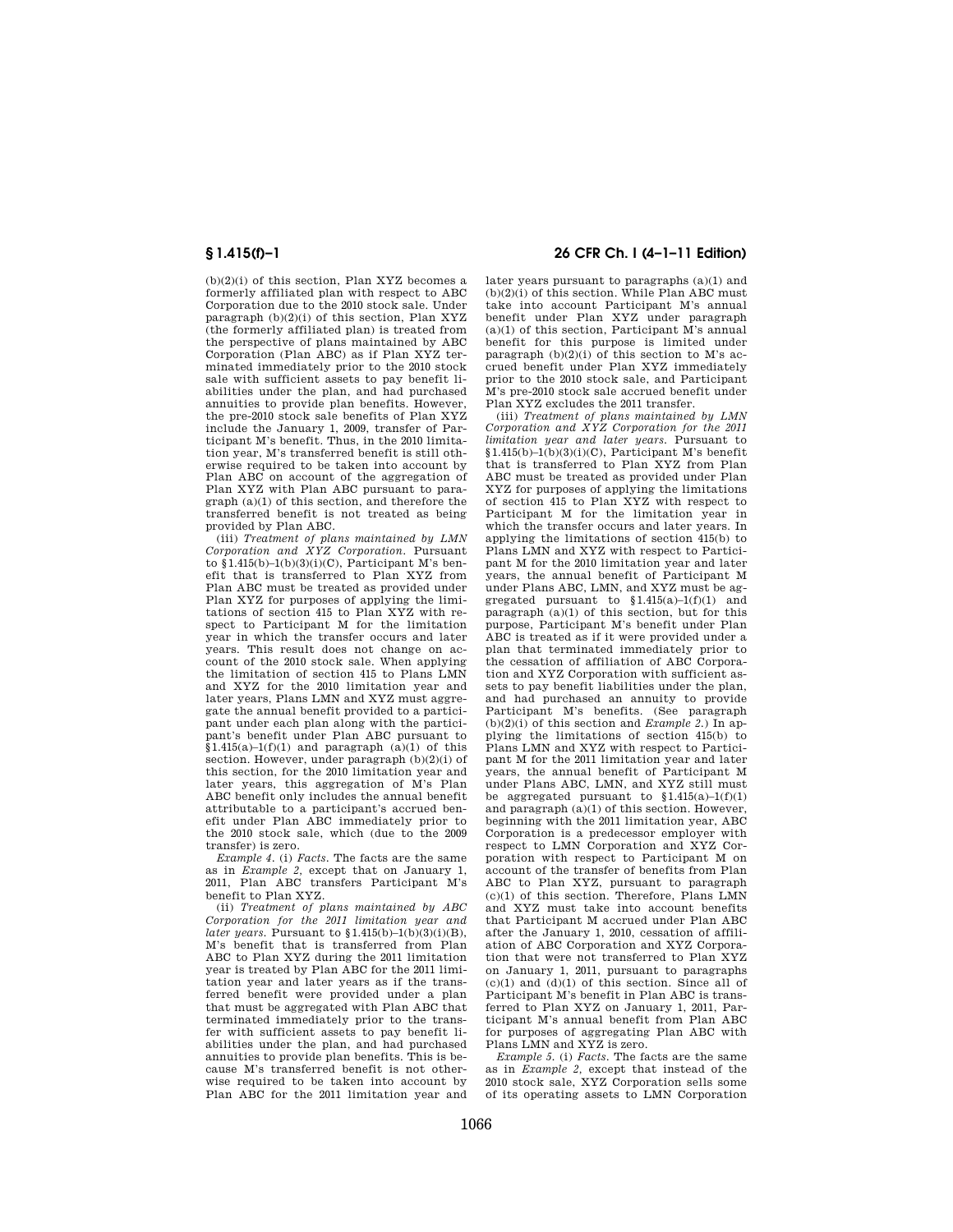(b)(2)(i) of this section, Plan XYZ becomes a formerly affiliated plan with respect to ABC Corporation due to the 2010 stock sale. Under paragraph (b)(2)(i) of this section, Plan XYZ (the formerly affiliated plan) is treated from the perspective of plans maintained by ABC Corporation (Plan ABC) as if Plan XYZ terminated immediately prior to the 2010 stock sale with sufficient assets to pay benefit liabilities under the plan, and had purchased annuities to provide plan benefits. However, the pre-2010 stock sale benefits of Plan XYZ include the January 1, 2009, transfer of Participant M's benefit. Thus, in the 2010 limitation year, M's transferred benefit is still otherwise required to be taken into account by Plan ABC on account of the aggregation of Plan XYZ with Plan ABC pursuant to paragraph (a)(1) of this section, and therefore the transferred benefit is not treated as being provided by Plan ABC.

(iii) *Treatment of plans maintained by LMN Corporation and XYZ Corporation.* Pursuant to §1.415(b)–1(b)(3)(i)(C), Participant M's benefit that is transferred to Plan XYZ from Plan ABC must be treated as provided under Plan XYZ for purposes of applying the limitations of section 415 to Plan XYZ with respect to Participant M for the limitation year in which the transfer occurs and later years. This result does not change on account of the 2010 stock sale. When applying the limitation of section 415 to Plans LMN and XYZ for the 2010 limitation year and later years, Plans LMN and XYZ must aggregate the annual benefit provided to a participant under each plan along with the participant's benefit under Plan ABC pursuant to §1.415(a)–1(f)(1) and paragraph (a)(1) of this section. However, under paragraph (b)(2)(i) of this section, for the 2010 limitation year and later years, this aggregation of M's Plan ABC benefit only includes the annual benefit attributable to a participant's accrued benefit under Plan ABC immediately prior to the 2010 stock sale, which (due to the 2009 transfer) is zero.

*Example 4.* (i) *Facts.* The facts are the same as in *Example 2*, except that on January 1, 2011, Plan ABC transfers Participant M's benefit to Plan XYZ.

(ii) *Treatment of plans maintained by ABC Corporation for the 2011 limitation year and later years.* Pursuant to §1.415(b)–1(b)(3)(i)(B), M's benefit that is transferred from Plan ABC to Plan XYZ during the 2011 limitation year is treated by Plan ABC for the 2011 limitation year and later years as if the transferred benefit were provided under a plan that must be aggregated with Plan ABC that terminated immediately prior to the transfer with sufficient assets to pay benefit liabilities under the plan, and had purchased annuities to provide plan benefits. This is because M's transferred benefit is not otherwise required to be taken into account by Plan ABC for the 2011 limitation year and later years pursuant to paragraphs (a)(1) and (b)(2)(i) of this section. While Plan ABC must take into account Participant M's annual benefit under Plan XYZ under paragraph (a)(1) of this section, Participant M's annual benefit for this purpose is limited under paragraph (b)(2)(i) of this section to M's accrued benefit under Plan XYZ immediately prior to the 2010 stock sale, and Participant M's pre-2010 stock sale accrued benefit under Plan XYZ excludes the 2011 transfer.

(iii) *Treatment of plans maintained by LMN Corporation and XYZ Corporation for the 2011 limitation year and later years.* Pursuant to §1.415(b)–1(b)(3)(i)(C), Participant M's benefit that is transferred to Plan XYZ from Plan ABC must be treated as provided under Plan XYZ for purposes of applying the limitations of section 415 to Plan XYZ with respect to Participant M for the limitation year in which the transfer occurs and later years. In applying the limitations of section 415(b) to Plans LMN and XYZ with respect to Participant M for the 2010 limitation year and later years, the annual benefit of Participant M under Plans ABC, LMN, and XYZ must be aggregated pursuant to §1.415(a)–1(f)(1) and paragraph (a)(1) of this section, but for this purpose, Participant M's benefit under Plan ABC is treated as if it were provided under a plan that terminated immediately prior to the cessation of affiliation of ABC Corporation and XYZ Corporation with sufficient assets to pay benefit liabilities under the plan, and had purchased an annuity to provide Participant M's benefits. (See paragraph (b)(2)(i) of this section and *Example 2*.) In applying the limitations of section 415(b) to Plans LMN and XYZ with respect to Participant M for the 2011 limitation year and later years, the annual benefit of Participant M under Plans ABC, LMN, and XYZ still must be aggregated pursuant to §1.415(a)–1(f)(1) and paragraph (a)(1) of this section. However, beginning with the 2011 limitation year, ABC Corporation is a predecessor employer with respect to LMN Corporation and XYZ Corporation with respect to Participant M on account of the transfer of benefits from Plan ABC to Plan XYZ, pursuant to paragraph (c)(1) of this section. Therefore, Plans LMN and XYZ must take into account benefits that Participant M accrued under Plan ABC after the January 1, 2010, cessation of affiliation of ABC Corporation and XYZ Corporation that were not transferred to Plan XYZ on January 1, 2011, pursuant to paragraphs (c)(1) and (d)(1) of this section. Since all of Participant M's benefit in Plan ABC is transferred to Plan XYZ on January 1, 2011, Participant M's annual benefit from Plan ABC for purposes of aggregating Plan ABC with Plans LMN and XYZ is zero.

*Example 5.* (i) *Facts.* The facts are the same as in *Example 2*, except that instead of the 2010 stock sale, XYZ Corporation sells some of its operating assets to LMN Corporation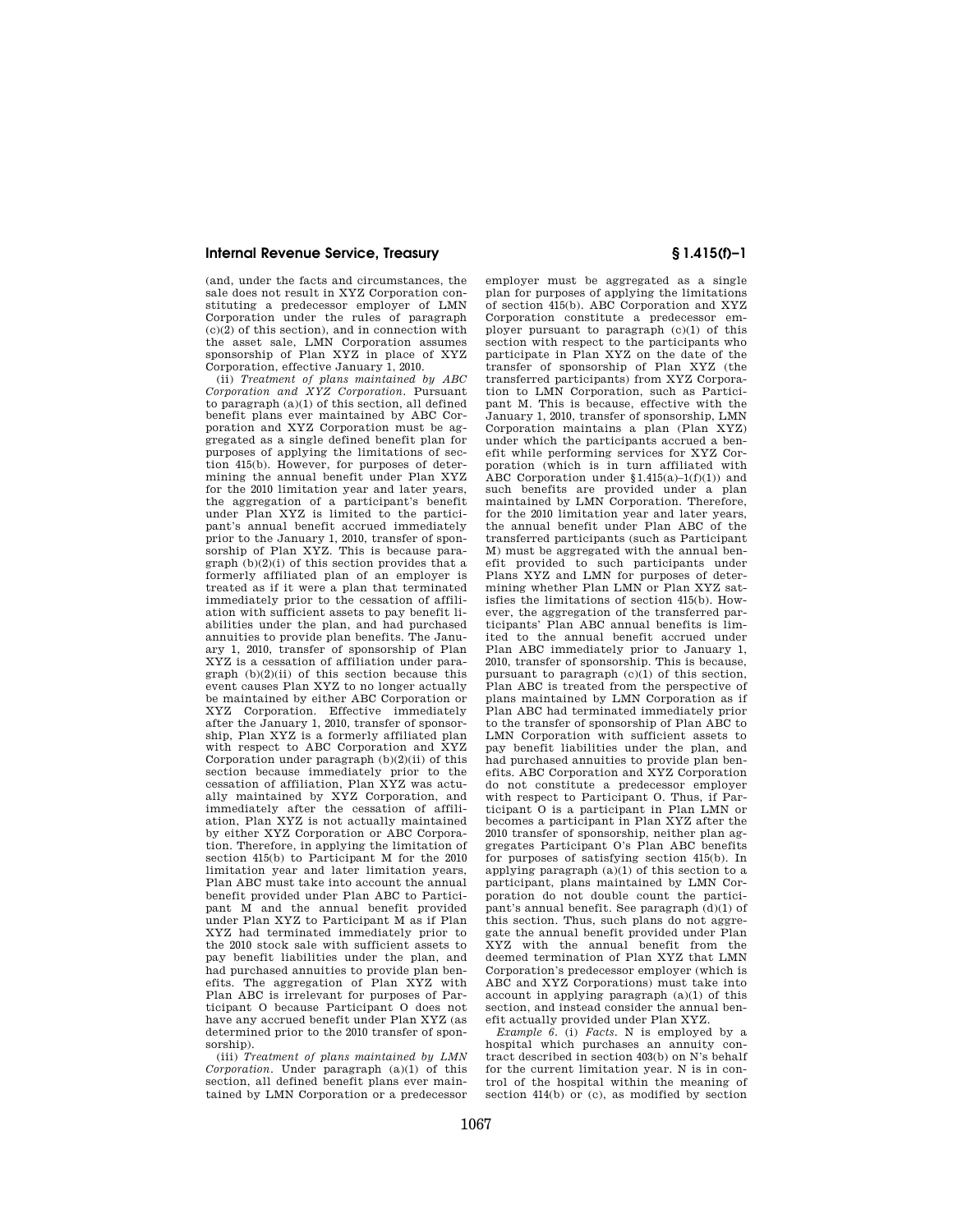(and, under the facts and circumstances, the sale does not result in XYZ Corporation constituting a predecessor employer of LMN Corporation under the rules of paragraph (c)(2) of this section), and in connection with the asset sale, LMN Corporation assumes sponsorship of Plan XYZ in place of XYZ Corporation, effective January 1, 2010.

(ii) *Treatment of plans maintained by ABC Corporation and XYZ Corporation.* Pursuant to paragraph (a)(1) of this section, all defined benefit plans ever maintained by ABC Corporation and XYZ Corporation must be aggregated as a single defined benefit plan for purposes of applying the limitations of section 415(b). However, for purposes of determining the annual benefit under Plan XYZ for the 2010 limitation year and later years, the aggregation of a participant's benefit under Plan XYZ is limited to the participant's annual benefit accrued immediately prior to the January 1, 2010, transfer of sponsorship of Plan XYZ. This is because paragraph (b)(2)(i) of this section provides that a formerly affiliated plan of an employer is treated as if it were a plan that terminated immediately prior to the cessation of affiliation with sufficient assets to pay benefit liabilities under the plan, and had purchased annuities to provide plan benefits. The January 1, 2010, transfer of sponsorship of Plan XYZ is a cessation of affiliation under paragraph (b)(2)(ii) of this section because this event causes Plan XYZ to no longer actually be maintained by either ABC Corporation or XYZ Corporation. Effective immediately after the January 1, 2010, transfer of sponsorship, Plan XYZ is a formerly affiliated plan with respect to ABC Corporation and XYZ Corporation under paragraph (b)(2)(ii) of this section because immediately prior to the cessation of affiliation, Plan XYZ was actually maintained by XYZ Corporation, and immediately after the cessation of affiliation, Plan XYZ is not actually maintained by either XYZ Corporation or ABC Corporation. Therefore, in applying the limitation of section 415(b) to Participant M for the 2010 limitation year and later limitation years, Plan ABC must take into account the annual benefit provided under Plan ABC to Participant M and the annual benefit provided under Plan XYZ to Participant M as if Plan XYZ had terminated immediately prior to the 2010 stock sale with sufficient assets to pay benefit liabilities under the plan, and had purchased annuities to provide plan benefits. The aggregation of Plan XYZ with Plan ABC is irrelevant for purposes of Participant O because Participant O does not have any accrued benefit under Plan XYZ (as determined prior to the 2010 transfer of sponsorship).

(iii) *Treatment of plans maintained by LMN Corporation.* Under paragraph (a)(1) of this section, all defined benefit plans ever maintained by LMN Corporation or a predecessor employer must be aggregated as a single plan for purposes of applying the limitations of section 415(b). ABC Corporation and XYZ Corporation constitute a predecessor employer pursuant to paragraph (c)(1) of this section with respect to the participants who participate in Plan XYZ on the date of the transfer of sponsorship of Plan XYZ (the transferred participants) from XYZ Corporation to LMN Corporation, such as Participant M. This is because, effective with the January 1, 2010, transfer of sponsorship, LMN Corporation maintains a plan (Plan XYZ) under which the participants accrued a benefit while performing services for XYZ Corporation (which is in turn affiliated with ABC Corporation under §1.415(a)–1(f)(1)) and such benefits are provided under a plan maintained by LMN Corporation. Therefore, for the 2010 limitation year and later years, the annual benefit under Plan ABC of the transferred participants (such as Participant M) must be aggregated with the annual benefit provided to such participants under Plans XYZ and LMN for purposes of determining whether Plan LMN or Plan XYZ satisfies the limitations of section 415(b). However, the aggregation of the transferred participants' Plan ABC annual benefits is limited to the annual benefit accrued under Plan ABC immediately prior to January 1, 2010, transfer of sponsorship. This is because, pursuant to paragraph (c)(1) of this section, Plan ABC is treated from the perspective of plans maintained by LMN Corporation as if Plan ABC had terminated immediately prior to the transfer of sponsorship of Plan ABC to LMN Corporation with sufficient assets to pay benefit liabilities under the plan, and had purchased annuities to provide plan benefits. ABC Corporation and XYZ Corporation do not constitute a predecessor employer with respect to Participant O. Thus, if Participant O is a participant in Plan LMN or becomes a participant in Plan XYZ after the 2010 transfer of sponsorship, neither plan aggregates Participant O's Plan ABC benefits for purposes of satisfying section 415(b). In applying paragraph (a)(1) of this section to a participant, plans maintained by LMN Corporation do not double count the participant's annual benefit. See paragraph (d)(1) of this section. Thus, such plans do not aggregate the annual benefit provided under Plan XYZ with the annual benefit from the deemed termination of Plan XYZ that LMN Corporation's predecessor employer (which is ABC and XYZ Corporations) must take into account in applying paragraph (a)(1) of this section, and instead consider the annual benefit actually provided under Plan XYZ.

*Example 6.* (i) *Facts.* N is employed by a hospital which purchases an annuity contract described in section 403(b) on N's behalf for the current limitation year. N is in control of the hospital within the meaning of section 414(b) or (c), as modified by section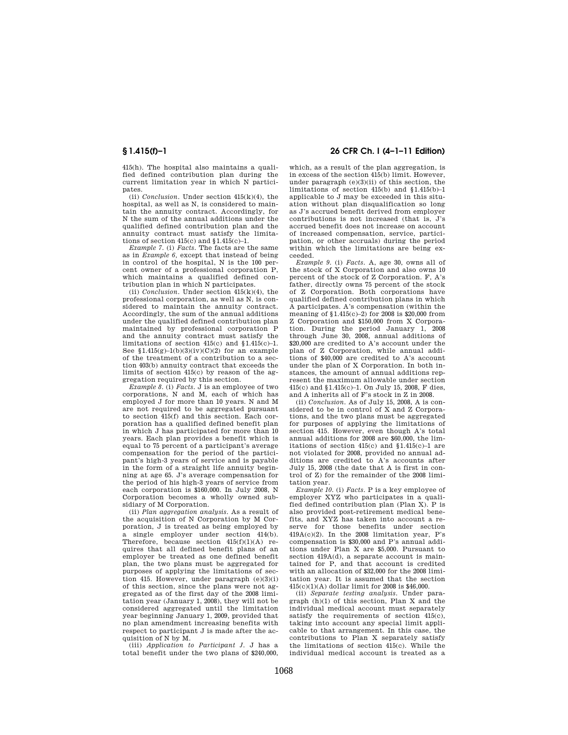415(h). The hospital also maintains a qualified defined contribution plan during the current limitation year in which N participates.

(ii) *Conclusion*. Under section 415(k)(4), the hospital, as well as N, is considered to maintain the annuity contract. Accordingly, for N the sum of the annual additions under the qualified defined contribution plan and the annuity contract must satisfy the limitations of section 415(c) and §1.415(c)–1.

*Example 7*. (i) *Facts*. The facts are the same as in *Example 6*, except that instead of being in control of the hospital, N is the 100 percent owner of a professional corporation P, which maintains a qualified defined contribution plan in which N participates.

(ii) *Conclusion*. Under section 415(k)(4), the professional corporation, as well as N, is considered to maintain the annuity contract. Accordingly, the sum of the annual additions under the qualified defined contribution plan maintained by professional corporation P and the annuity contract must satisfy the limitations of section 415(c) and §1.415(c)–1. See §1.415(g)–1(b)(3)(iv)(C)(*2*) for an example of the treatment of a contribution to a section 403(b) annuity contract that exceeds the limits of section 415(c) by reason of the aggregation required by this section.

*Example 8*. (i) *Facts*. J is an employee of two corporations, N and M, each of which has employed J for more than 10 years. N and M are not required to be aggregated pursuant to section 415(f) and this section. Each corporation has a qualified defined benefit plan in which J has participated for more than 10 years. Each plan provides a benefit which is equal to 75 percent of a participant's average compensation for the period of the participant's high-3 years of service and is payable in the form of a straight life annuity beginning at age 65. J's average compensation for the period of his high-3 years of service from each corporation is $160,000. In July 2008, N Corporation becomes a wholly owned subsidiary of M Corporation.

(ii) *Plan aggregation analysis*. As a result of the acquisition of N Corporation by M Corporation, J is treated as being employed by a single employer under section 414(b). Therefore, because section 415(f)(1)(A) requires that all defined benefit plans of an employer be treated as one defined benefit plan, the two plans must be aggregated for purposes of applying the limitations of section 415. However, under paragraph (e)(3)(i) of this section, since the plans were not aggregated as of the first day of the 2008 limitation year (January 1, 2008), they will not be considered aggregated until the limitation year beginning January 1, 2009, provided that no plan amendment increasing benefits with respect to participant J is made after the acquisition of N by M.

(iii) *Application to Participant J*. J has a total benefit under the two plans of $240,000, which, as a result of the plan aggregation, is in excess of the section 415(b) limit. However, under paragraph (e)(3)(ii) of this section, the limitations of section 415(b) and §1.415(b)–1 applicable to J may be exceeded in this situation without plan disqualification so long as J's accrued benefit derived from employer contributions is not increased (that is, J's accrued benefit does not increase on account of increased compensation, service, participation, or other accruals) during the period within which the limitations are being exceeded.

*Example 9*. (i) *Facts*. A, age 30, owns all of the stock of X Corporation and also owns 10 percent of the stock of Z Corporation. F, A's father, directly owns 75 percent of the stock of Z Corporation. Both corporations have qualified defined contribution plans in which A participates. A's compensation (within the meaning of §1.415(c)–2) for 2008 is $20,000 from Z Corporation and $150,000 from X Corporation. During the period January 1, 2008 through June 30, 2008, annual additions of $20,000 are credited to A's account under the plan of Z Corporation, while annual additions of $40,000 are credited to A's account under the plan of X Corporation. In both instances, the amount of annual additions represent the maximum allowable under section 415(c) and §1.415(c)–1. On July 15, 2008, F dies, and A inherits all of F's stock in Z in 2008.

(ii) *Conclusion*. As of July 15, 2008, A is considered to be in control of X and Z Corporations, and the two plans must be aggregated for purposes of applying the limitations of section 415. However, even though A's total annual additions for 2008 are $60,000, the limitations of section 415(c) and §1.415(c)–1 are not violated for 2008, provided no annual additions are credited to A's accounts after July 15, 2008 (the date that A is first in control of Z) for the remainder of the 2008 limitation year.

*Example 10*. (i) *Facts*. P is a key employee of employer XYZ who participates in a qualified defined contribution plan (Plan X). P is also provided post-retirement medical benefits, and XYZ has taken into account a reserve for those benefits under section 419A(c)(2). In the 2008 limitation year, P's compensation is $30,000 and P's annual additions under Plan X are $5,000. Pursuant to section 419A(d), a separate account is maintained for P, and that account is credited with an allocation of $32,000 for the 2008 limitation year. It is assumed that the section 415(c)(1)(A) dollar limit for 2008 is $46,000.

(ii) *Separate testing analysis*. Under paragraph (h)(1) of this section, Plan X and the individual medical account must separately satisfy the requirements of section 415(c), taking into account any special limit applicable to that arrangement. In this case, the contributions to Plan X separately satisfy the limitations of section 415(c). While the individual medical account is treated as a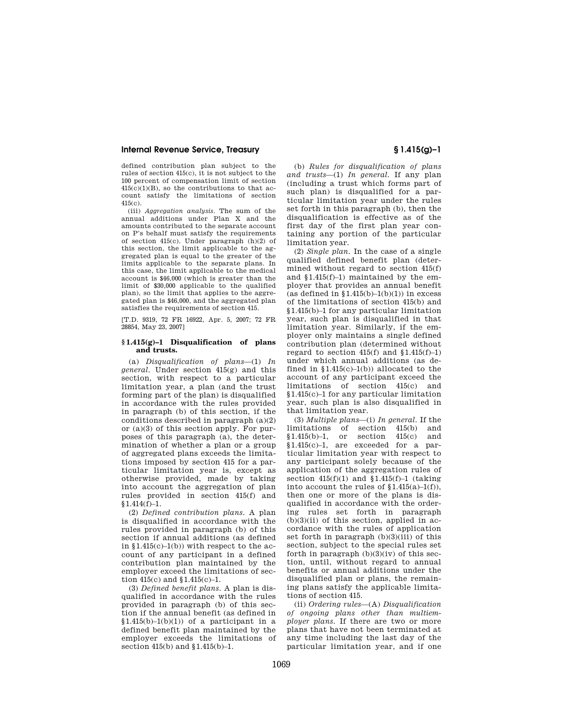defined contribution plan subject to the rules of section 415(c), it is not subject to the 100 percent of compensation limit of section 415(c)(1)(B), so the contributions to that account satisfy the limitations of section 415(c).

(iii) *Aggregation analysis.* The sum of the annual additions under Plan X and the amounts contributed to the separate account on P's behalf must satisfy the requirements of section 415(c). Under paragraph (h)(2) of this section, the limit applicable to the aggregated plan is equal to the greater of the limits applicable to the separate plans. In this case, the limit applicable to the medical account is $46,000 (which is greater than the limit of $30,000 applicable to the qualified plan), so the limit that applies to the aggregated plan is $46,000, and the aggregated plan satisfies the requirements of section 415.

[T.D. 9319, 72 FR 16922, Apr. 5, 2007; 72 FR 28854, May 23, 2007]

### § 1.415(g)–1 Disqualification of plans and trusts.

(a) *Disqualification of plans*—(1) *In general.* Under section 415(g) and this section, with respect to a particular limitation year, a plan (and the trust forming part of the plan) is disqualified in accordance with the rules provided in paragraph (b) of this section, if the conditions described in paragraph (a)(2) or (a)(3) of this section apply. For purposes of this paragraph (a), the determination of whether a plan or a group of aggregated plans exceeds the limitations imposed by section 415 for a particular limitation year is, except as otherwise provided, made by taking into account the aggregation of plan rules provided in section 415(f) and §1.414(f)–1.

(2) *Defined contribution plans.* A plan is disqualified in accordance with the rules provided in paragraph (b) of this section if annual additions (as defined in §1.415(c)–1(b)) with respect to the account of any participant in a defined contribution plan maintained by the employer exceed the limitations of section 415(c) and §1.415(c)–1.

(3) *Defined benefit plans.* A plan is disqualified in accordance with the rules provided in paragraph (b) of this section if the annual benefit (as defined in §1.415(b)–1(b)(1)) of a participant in a defined benefit plan maintained by the employer exceeds the limitations of section 415(b) and §1.415(b)–1.

(b) *Rules for disqualification of plans and trusts*—(1) *In general.* If any plan (including a trust which forms part of such plan) is disqualified for a particular limitation year under the rules set forth in this paragraph (b), then the disqualification is effective as of the first day of the first plan year containing any portion of the particular limitation year.

(2) *Single plan.* In the case of a single qualified defined benefit plan (determined without regard to section 415(f) and §1.415(f)–1) maintained by the employer that provides an annual benefit (as defined in §1.415(b)–1(b)(1)) in excess of the limitations of section 415(b) and §1.415(b)–1 for any particular limitation year, such plan is disqualified in that limitation year. Similarly, if the employer only maintains a single defined contribution plan (determined without regard to section 415(f) and §1.415(f)–1) under which annual additions (as defined in §1.415(c)–1(b)) allocated to the account of any participant exceed the limitations of section 415(c) and §1.415(c)–1 for any particular limitation year, such plan is also disqualified in that limitation year.

(3) *Multiple plans*—(i) *In general.* If the limitations of section 415(b) and §1.415(b)–1, or section 415(c) and §1.415(c)–1, are exceeded for a particular limitation year with respect to any participant solely because of the application of the aggregation rules of section 415(f)(1) and §1.415(f)–1 (taking into account the rules of §1.415(a)–1(f)), then one or more of the plans is disqualified in accordance with the ordering rules set forth in paragraph (b)(3)(ii) of this section, applied in accordance with the rules of application set forth in paragraph (b)(3)(iii) of this section, subject to the special rules set forth in paragraph (b)(3)(iv) of this section, until, without regard to annual benefits or annual additions under the disqualified plan or plans, the remaining plans satisfy the applicable limitations of section 415.

(ii) *Ordering rules*—(A) *Disqualification of ongoing plans other than multiemployer plans.* If there are two or more plans that have not been terminated at any time including the last day of the particular limitation year, and if one